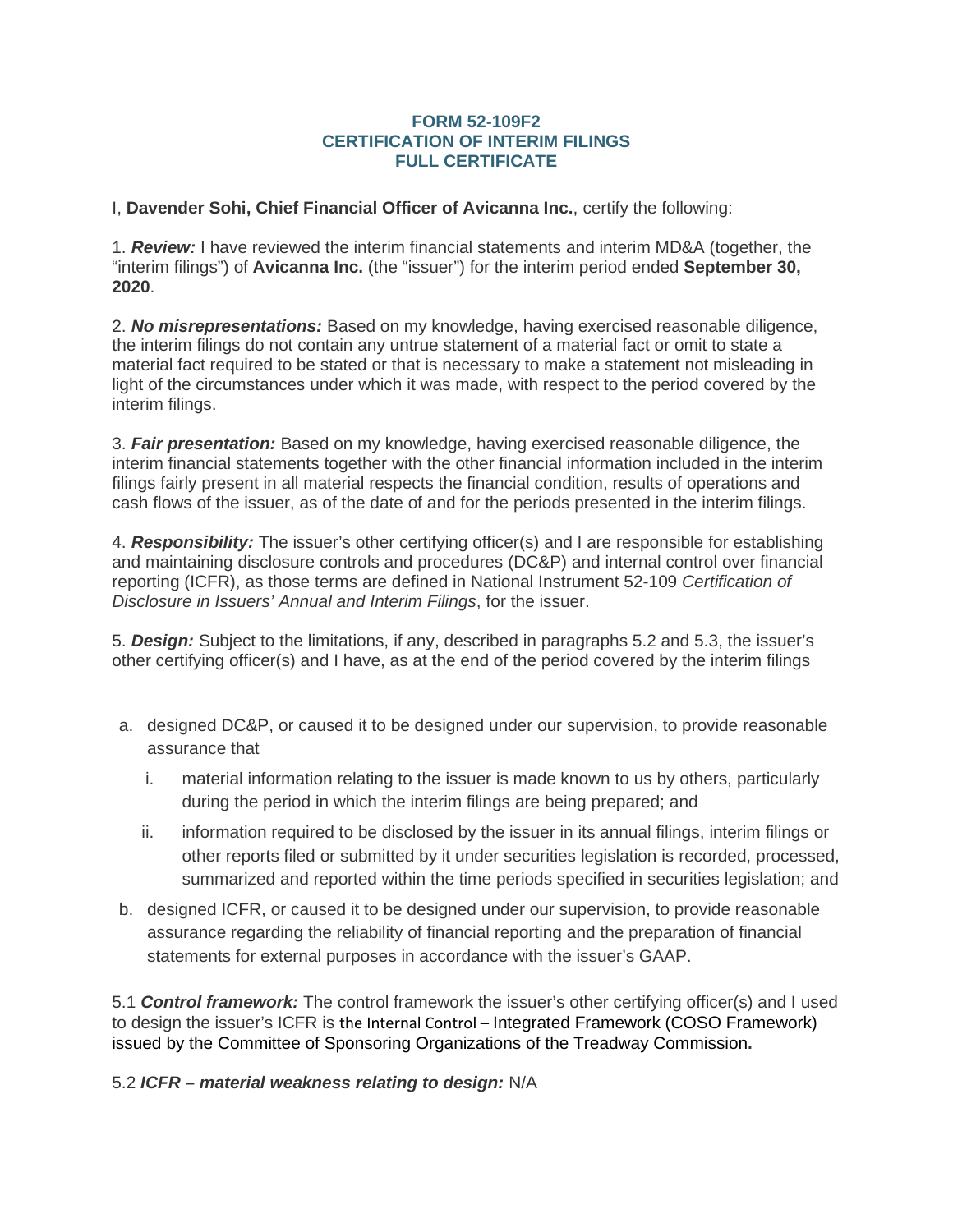**FORM 52-109F2**
**CERTIFICATION OF INTERIM FILINGS**
**FULL CERTIFICATE**

I, **Davender Sohi, Chief Financial Officer of Avicanna Inc.**, certify the following:

1. ***Review:*** I have reviewed the interim financial statements and interim MD&A (together, the "interim filings") of **Avicanna Inc.** (the "issuer") for the interim period ended **September 30, 2020**.

2. ***No misrepresentations:*** Based on my knowledge, having exercised reasonable diligence, the interim filings do not contain any untrue statement of a material fact or omit to state a material fact required to be stated or that is necessary to make a statement not misleading in light of the circumstances under which it was made, with respect to the period covered by the interim filings.

3. ***Fair presentation:*** Based on my knowledge, having exercised reasonable diligence, the interim financial statements together with the other financial information included in the interim filings fairly present in all material respects the financial condition, results of operations and cash flows of the issuer, as of the date of and for the periods presented in the interim filings.

4. ***Responsibility:*** The issuer's other certifying officer(s) and I are responsible for establishing and maintaining disclosure controls and procedures (DC&P) and internal control over financial reporting (ICFR), as those terms are defined in National Instrument 52-109 *Certification of Disclosure in Issuers' Annual and Interim Filings*, for the issuer.

5. ***Design:*** Subject to the limitations, if any, described in paragraphs 5.2 and 5.3, the issuer's other certifying officer(s) and I have, as at the end of the period covered by the interim filings

a. designed DC&P, or caused it to be designed under our supervision, to provide reasonable assurance that

   i. material information relating to the issuer is made known to us by others, particularly during the period in which the interim filings are being prepared; and

   ii. information required to be disclosed by the issuer in its annual filings, interim filings or other reports filed or submitted by it under securities legislation is recorded, processed, summarized and reported within the time periods specified in securities legislation; and

b. designed ICFR, or caused it to be designed under our supervision, to provide reasonable assurance regarding the reliability of financial reporting and the preparation of financial statements for external purposes in accordance with the issuer's GAAP.

5.1 ***Control framework:*** The control framework the issuer's other certifying officer(s) and I used to design the issuer's ICFR is the Internal Control – Integrated Framework (COSO Framework) issued by the Committee of Sponsoring Organizations of the Treadway Commission**.**

5.2 ***ICFR – material weakness relating to design:*** N/A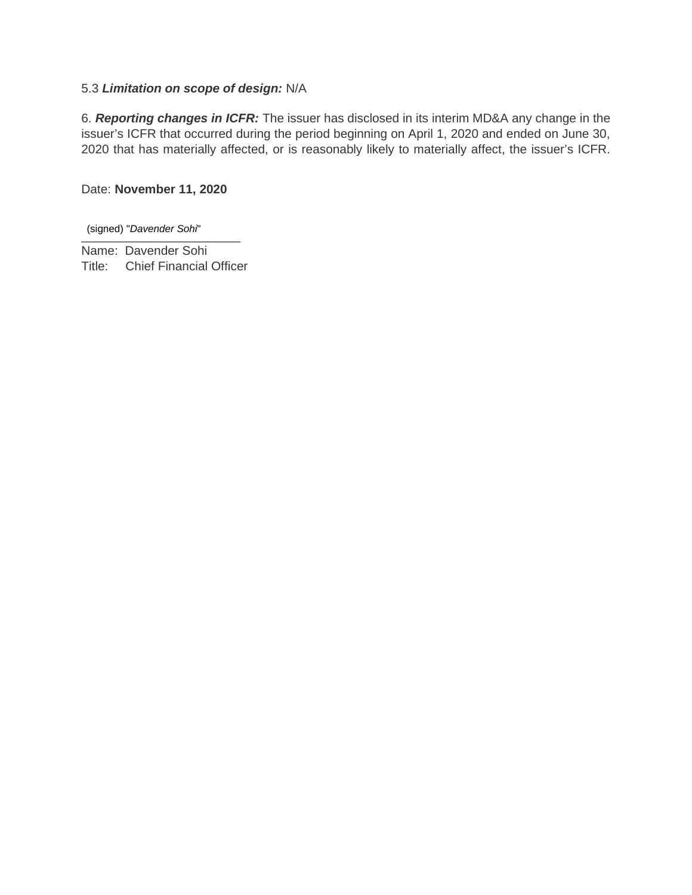5.3 ***Limitation on scope of design:*** N/A

6. ***Reporting changes in ICFR:*** The issuer has disclosed in its interim MD&A any change in the issuer's ICFR that occurred during the period beginning on April 1, 2020 and ended on June 30, 2020 that has materially affected, or is reasonably likely to materially affect, the issuer's ICFR.

Date: **November 11, 2020**

(signed) "*Davender Sohi*"

Name: Davender Sohi
Title: Chief Financial Officer